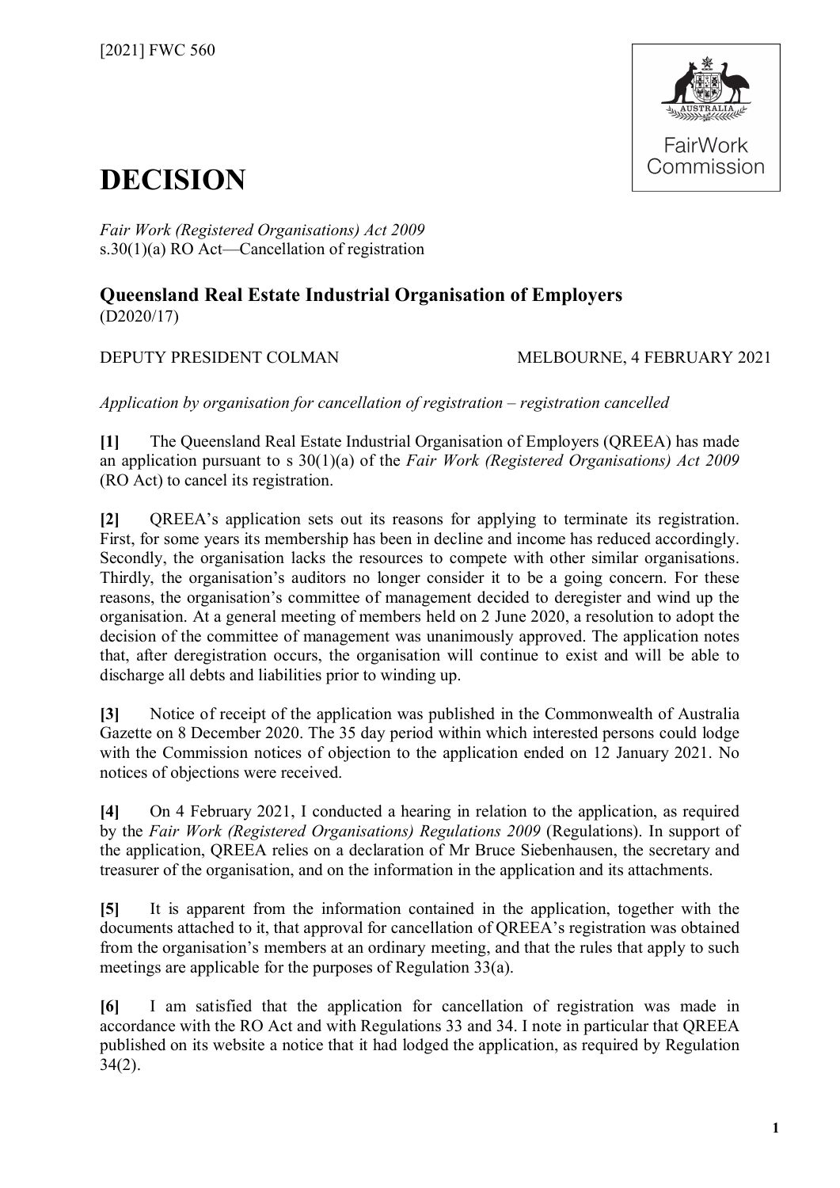[2021] FWC 560

# DECISION

*Fair Work (Registered Organisations) Act 2009*
s.30(1)(a) RO Act—Cancellation of registration

## Queensland Real Estate Industrial Organisation of Employers

(D2020/17)

DEPUTY PRESIDENT COLMAN MELBOURNE, 4 FEBRUARY 2021

*Application by organisation for cancellation of registration – registration cancelled*

**[1]** The Queensland Real Estate Industrial Organisation of Employers (QREEA) has made an application pursuant to s 30(1)(a) of the *Fair Work (Registered Organisations) Act 2009* (RO Act) to cancel its registration.

**[2]** QREEA's application sets out its reasons for applying to terminate its registration. First, for some years its membership has been in decline and income has reduced accordingly. Secondly, the organisation lacks the resources to compete with other similar organisations. Thirdly, the organisation's auditors no longer consider it to be a going concern. For these reasons, the organisation's committee of management decided to deregister and wind up the organisation. At a general meeting of members held on 2 June 2020, a resolution to adopt the decision of the committee of management was unanimously approved. The application notes that, after deregistration occurs, the organisation will continue to exist and will be able to discharge all debts and liabilities prior to winding up.

**[3]** Notice of receipt of the application was published in the Commonwealth of Australia Gazette on 8 December 2020. The 35 day period within which interested persons could lodge with the Commission notices of objection to the application ended on 12 January 2021. No notices of objections were received.

**[4]** On 4 February 2021, I conducted a hearing in relation to the application, as required by the *Fair Work (Registered Organisations) Regulations 2009* (Regulations). In support of the application, QREEA relies on a declaration of Mr Bruce Siebenhausen, the secretary and treasurer of the organisation, and on the information in the application and its attachments.

**[5]** It is apparent from the information contained in the application, together with the documents attached to it, that approval for cancellation of QREEA's registration was obtained from the organisation's members at an ordinary meeting, and that the rules that apply to such meetings are applicable for the purposes of Regulation 33(a).

**[6]** I am satisfied that the application for cancellation of registration was made in accordance with the RO Act and with Regulations 33 and 34. I note in particular that QREEA published on its website a notice that it had lodged the application, as required by Regulation 34(2).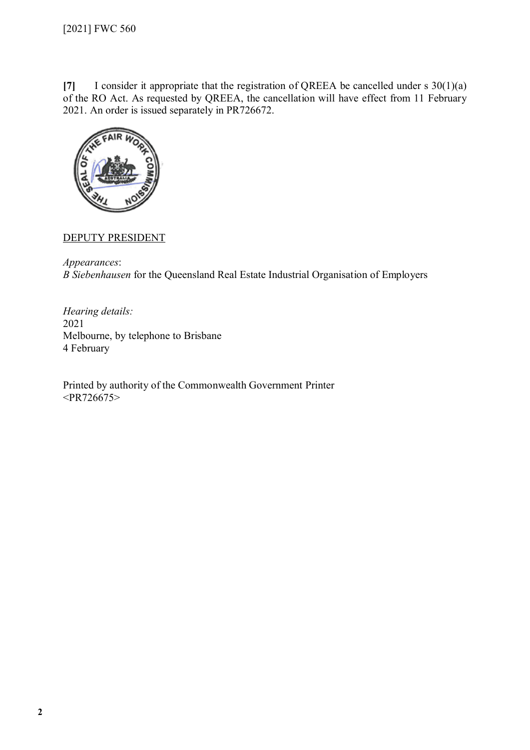**[7]** I consider it appropriate that the registration of QREEA be cancelled under s 30(1)(a) of the RO Act. As requested by QREEA, the cancellation will have effect from 11 February 2021. An order is issued separately in PR726672.

DEPUTY PRESIDENT

*Appearances*:
*B Siebenhausen* for the Queensland Real Estate Industrial Organisation of Employers

*Hearing details:*
2021
Melbourne, by telephone to Brisbane
4 February

Printed by authority of the Commonwealth Government Printer
<PR726675>